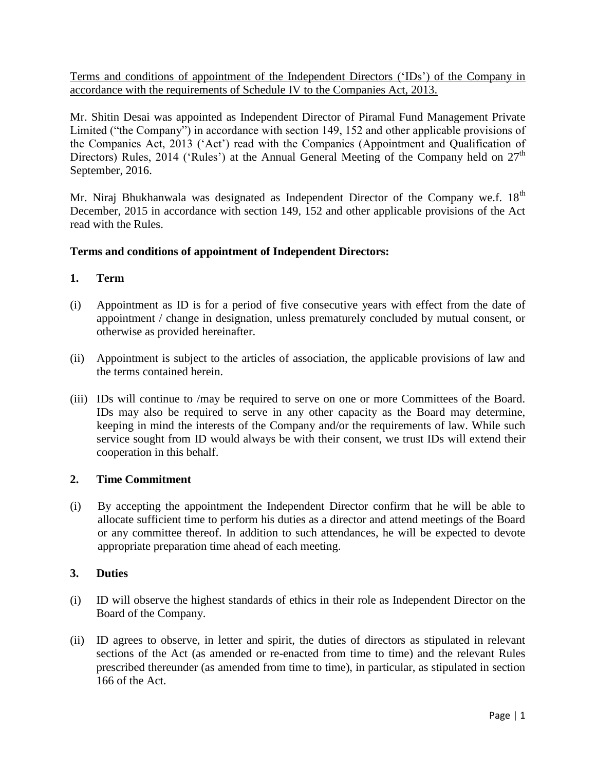Terms and conditions of appointment of the Independent Directors ('IDs') of the Company in accordance with the requirements of Schedule IV to the Companies Act, 2013.

Mr. Shitin Desai was appointed as Independent Director of Piramal Fund Management Private Limited ("the Company") in accordance with section 149, 152 and other applicable provisions of the Companies Act, 2013 ('Act') read with the Companies (Appointment and Qualification of Directors) Rules, 2014 ('Rules') at the Annual General Meeting of the Company held on 27th September, 2016.

Mr. Niraj Bhukhanwala was designated as Independent Director of the Company we.f. 18th December, 2015 in accordance with section 149, 152 and other applicable provisions of the Act read with the Rules.

**Terms and conditions of appointment of Independent Directors:**

**1. Term**

(i) Appointment as ID is for a period of five consecutive years with effect from the date of appointment / change in designation, unless prematurely concluded by mutual consent, or otherwise as provided hereinafter.

(ii) Appointment is subject to the articles of association, the applicable provisions of law and the terms contained herein.

(iii) IDs will continue to /may be required to serve on one or more Committees of the Board. IDs may also be required to serve in any other capacity as the Board may determine, keeping in mind the interests of the Company and/or the requirements of law. While such service sought from ID would always be with their consent, we trust IDs will extend their cooperation in this behalf.

**2. Time Commitment**

(i) By accepting the appointment the Independent Director confirm that he will be able to allocate sufficient time to perform his duties as a director and attend meetings of the Board or any committee thereof. In addition to such attendances, he will be expected to devote appropriate preparation time ahead of each meeting.

**3. Duties**

(i) ID will observe the highest standards of ethics in their role as Independent Director on the Board of the Company.

(ii) ID agrees to observe, in letter and spirit, the duties of directors as stipulated in relevant sections of the Act (as amended or re-enacted from time to time) and the relevant Rules prescribed thereunder (as amended from time to time), in particular, as stipulated in section 166 of the Act.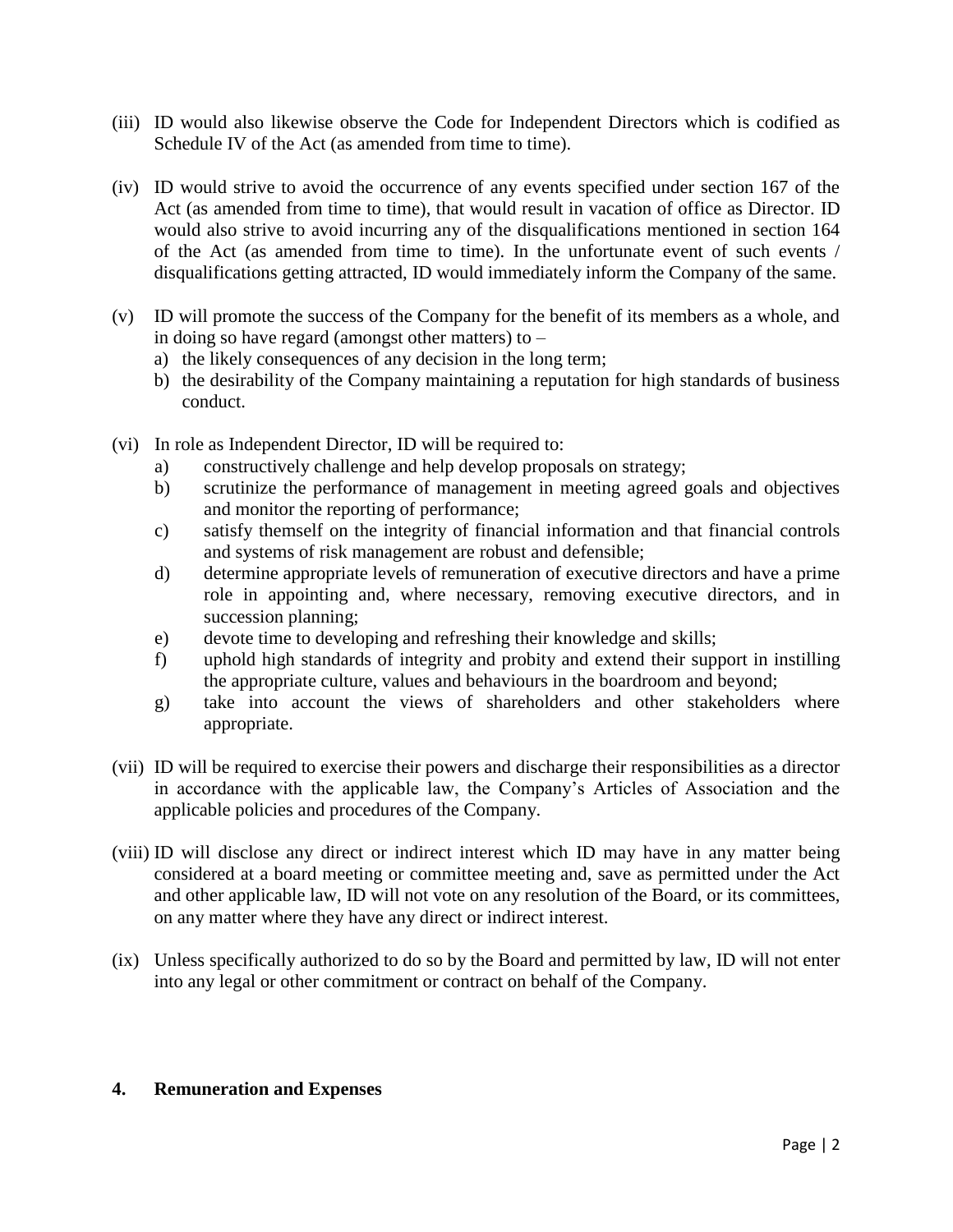(iii) ID would also likewise observe the Code for Independent Directors which is codified as Schedule IV of the Act (as amended from time to time).

(iv) ID would strive to avoid the occurrence of any events specified under section 167 of the Act (as amended from time to time), that would result in vacation of office as Director. ID would also strive to avoid incurring any of the disqualifications mentioned in section 164 of the Act (as amended from time to time). In the unfortunate event of such events / disqualifications getting attracted, ID would immediately inform the Company of the same.

(v) ID will promote the success of the Company for the benefit of its members as a whole, and in doing so have regard (amongst other matters) to –
   a) the likely consequences of any decision in the long term;
   b) the desirability of the Company maintaining a reputation for high standards of business conduct.

(vi) In role as Independent Director, ID will be required to:
   a) constructively challenge and help develop proposals on strategy;
   b) scrutinize the performance of management in meeting agreed goals and objectives and monitor the reporting of performance;
   c) satisfy themself on the integrity of financial information and that financial controls and systems of risk management are robust and defensible;
   d) determine appropriate levels of remuneration of executive directors and have a prime role in appointing and, where necessary, removing executive directors, and in succession planning;
   e) devote time to developing and refreshing their knowledge and skills;
   f) uphold high standards of integrity and probity and extend their support in instilling the appropriate culture, values and behaviours in the boardroom and beyond;
   g) take into account the views of shareholders and other stakeholders where appropriate.

(vii) ID will be required to exercise their powers and discharge their responsibilities as a director in accordance with the applicable law, the Company's Articles of Association and the applicable policies and procedures of the Company.

(viii) ID will disclose any direct or indirect interest which ID may have in any matter being considered at a board meeting or committee meeting and, save as permitted under the Act and other applicable law, ID will not vote on any resolution of the Board, or its committees, on any matter where they have any direct or indirect interest.

(ix) Unless specifically authorized to do so by the Board and permitted by law, ID will not enter into any legal or other commitment or contract on behalf of the Company.

**4. Remuneration and Expenses**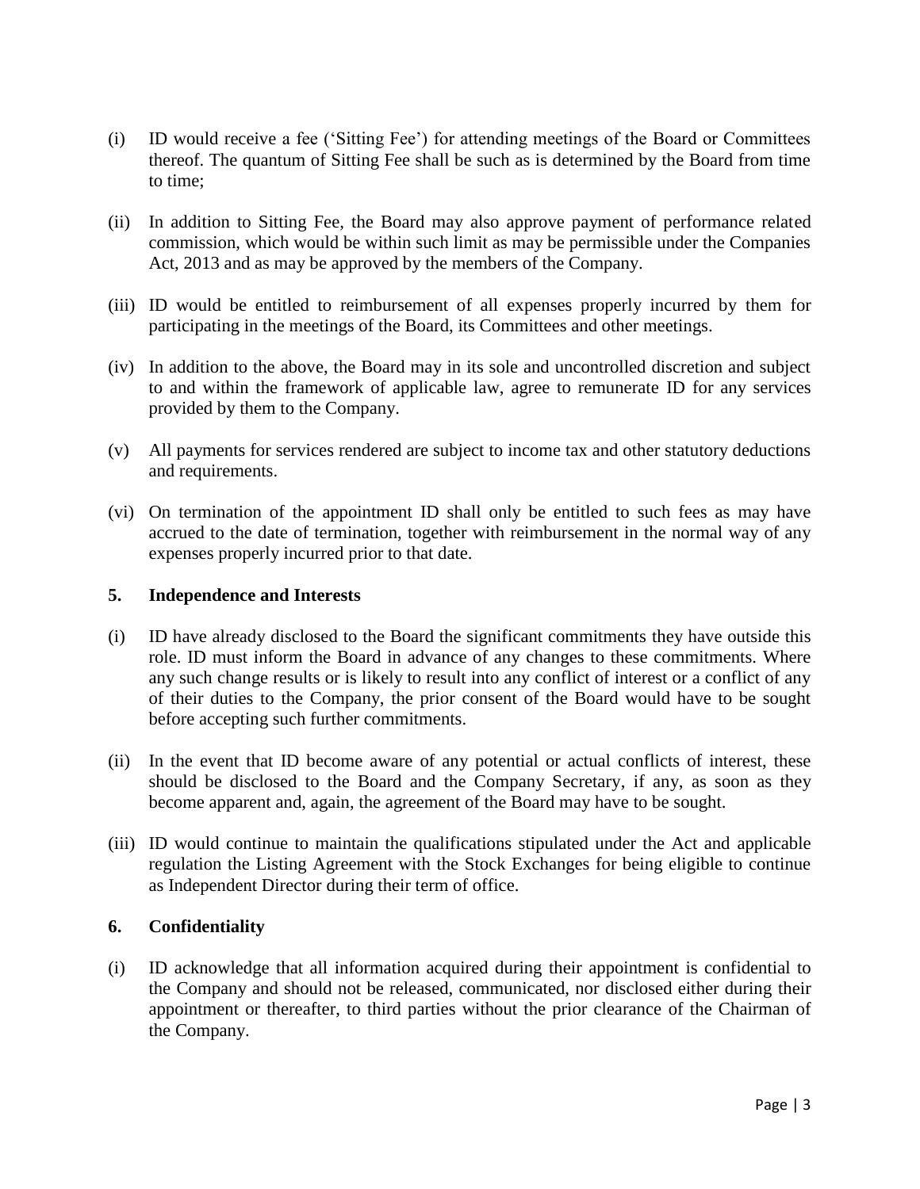(i) ID would receive a fee ('Sitting Fee') for attending meetings of the Board or Committees thereof. The quantum of Sitting Fee shall be such as is determined by the Board from time to time;

(ii) In addition to Sitting Fee, the Board may also approve payment of performance related commission, which would be within such limit as may be permissible under the Companies Act, 2013 and as may be approved by the members of the Company.

(iii) ID would be entitled to reimbursement of all expenses properly incurred by them for participating in the meetings of the Board, its Committees and other meetings.

(iv) In addition to the above, the Board may in its sole and uncontrolled discretion and subject to and within the framework of applicable law, agree to remunerate ID for any services provided by them to the Company.

(v) All payments for services rendered are subject to income tax and other statutory deductions and requirements.

(vi) On termination of the appointment ID shall only be entitled to such fees as may have accrued to the date of termination, together with reimbursement in the normal way of any expenses properly incurred prior to that date.

## 5. Independence and Interests

(i) ID have already disclosed to the Board the significant commitments they have outside this role. ID must inform the Board in advance of any changes to these commitments. Where any such change results or is likely to result into any conflict of interest or a conflict of any of their duties to the Company, the prior consent of the Board would have to be sought before accepting such further commitments.

(ii) In the event that ID become aware of any potential or actual conflicts of interest, these should be disclosed to the Board and the Company Secretary, if any, as soon as they become apparent and, again, the agreement of the Board may have to be sought.

(iii) ID would continue to maintain the qualifications stipulated under the Act and applicable regulation the Listing Agreement with the Stock Exchanges for being eligible to continue as Independent Director during their term of office.

## 6. Confidentiality

(i) ID acknowledge that all information acquired during their appointment is confidential to the Company and should not be released, communicated, nor disclosed either during their appointment or thereafter, to third parties without the prior clearance of the Chairman of the Company.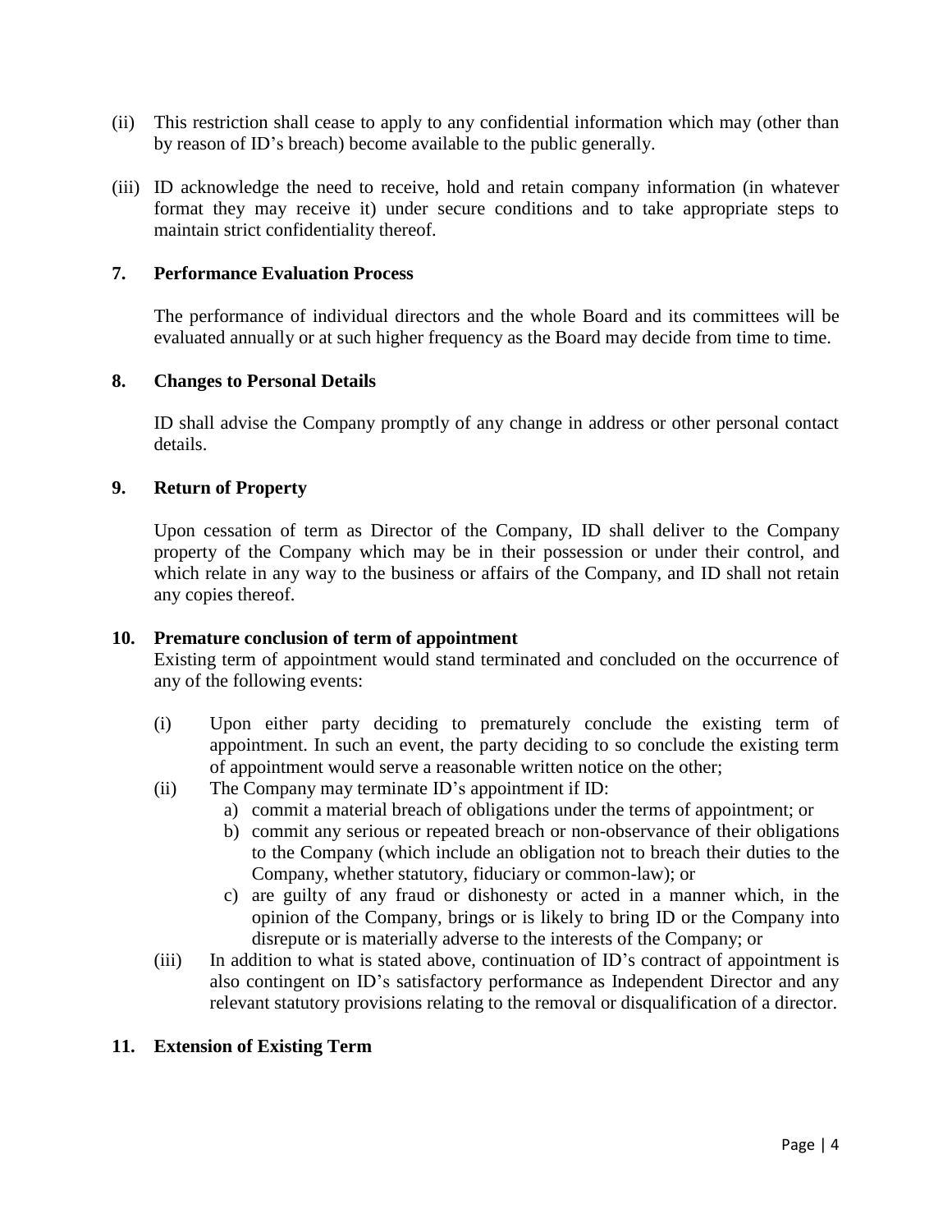(ii) This restriction shall cease to apply to any confidential information which may (other than by reason of ID's breach) become available to the public generally.

(iii) ID acknowledge the need to receive, hold and retain company information (in whatever format they may receive it) under secure conditions and to take appropriate steps to maintain strict confidentiality thereof.

## 7. Performance Evaluation Process

The performance of individual directors and the whole Board and its committees will be evaluated annually or at such higher frequency as the Board may decide from time to time.

## 8. Changes to Personal Details

ID shall advise the Company promptly of any change in address or other personal contact details.

## 9. Return of Property

Upon cessation of term as Director of the Company, ID shall deliver to the Company property of the Company which may be in their possession or under their control, and which relate in any way to the business or affairs of the Company, and ID shall not retain any copies thereof.

## 10. Premature conclusion of term of appointment

Existing term of appointment would stand terminated and concluded on the occurrence of any of the following events:

(i) Upon either party deciding to prematurely conclude the existing term of appointment. In such an event, the party deciding to so conclude the existing term of appointment would serve a reasonable written notice on the other;

(ii) The Company may terminate ID's appointment if ID:
  a) commit a material breach of obligations under the terms of appointment; or
  b) commit any serious or repeated breach or non-observance of their obligations to the Company (which include an obligation not to breach their duties to the Company, whether statutory, fiduciary or common-law); or
  c) are guilty of any fraud or dishonesty or acted in a manner which, in the opinion of the Company, brings or is likely to bring ID or the Company into disrepute or is materially adverse to the interests of the Company; or

(iii) In addition to what is stated above, continuation of ID's contract of appointment is also contingent on ID's satisfactory performance as Independent Director and any relevant statutory provisions relating to the removal or disqualification of a director.

## 11. Extension of Existing Term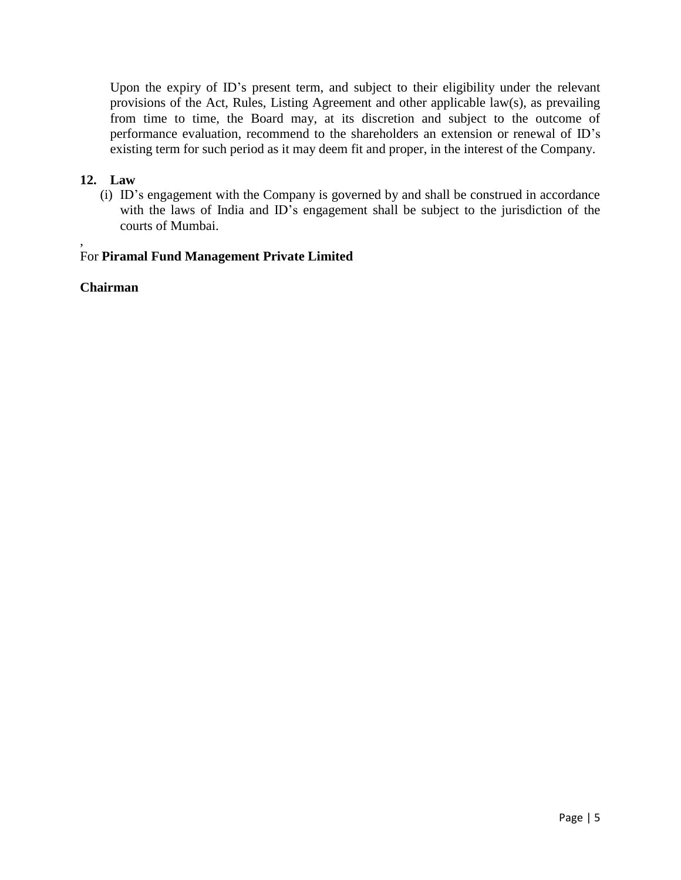Upon the expiry of ID's present term, and subject to their eligibility under the relevant provisions of the Act, Rules, Listing Agreement and other applicable law(s), as prevailing from time to time, the Board may, at its discretion and subject to the outcome of performance evaluation, recommend to the shareholders an extension or renewal of ID's existing term for such period as it may deem fit and proper, in the interest of the Company.

**12. Law**

(i) ID's engagement with the Company is governed by and shall be construed in accordance with the laws of India and ID's engagement shall be subject to the jurisdiction of the courts of Mumbai.

,

For **Piramal Fund Management Private Limited**

**Chairman**